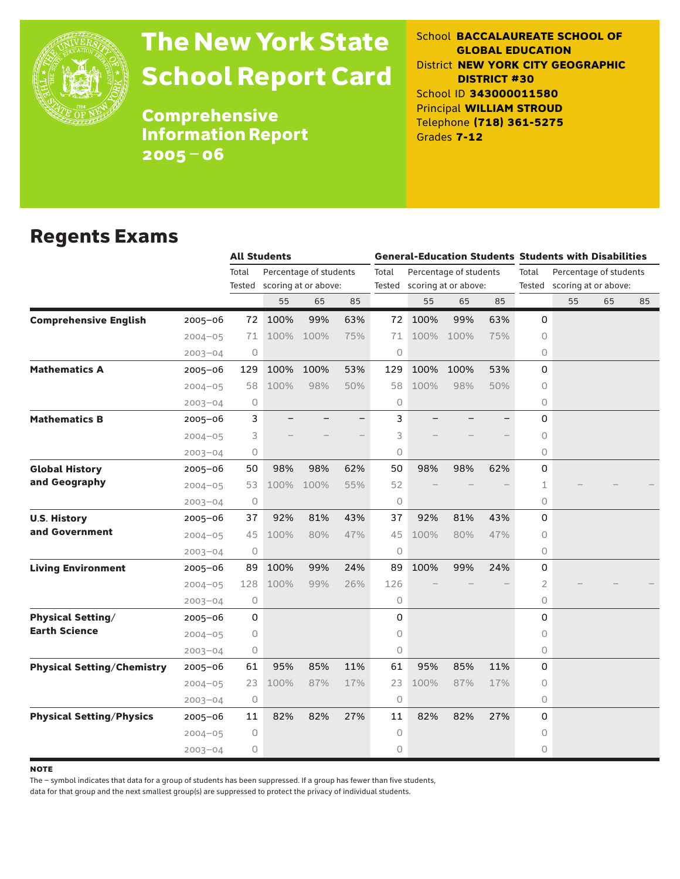# The New York State School Report Card

**Comprehensive Information Report 2005–06**

School **BACCALAUREATE SCHOOL OF GLOBAL EDUCATION**
District **NEW YORK CITY GEOGRAPHIC DISTRICT #30**
School ID **343000011580**
Principal **WILLIAM STROUD**
Telephone **(718) 361-5275**
Grades **7-12**

## Regents Exams

| | | All Students | | | | General-Education Students | | | | Students with Disabilities | | | |
|---|---|---|---|---|---|---|---|---|---|---|---|---|---|
| | | Total Tested | Percentage of students scoring at or above: | | | Total Tested | Percentage of students scoring at or above: | | | Total Tested | Percentage of students scoring at or above: | | |
| | | | 55 | 65 | 85 | | 55 | 65 | 85 | | 55 | 65 | 85 |
| **Comprehensive English** | 2005–06 | 72 | 100% | 99% | 63% | 72 | 100% | 99% | 63% | 0 | | | |
| | 2004–05 | 71 | 100% | 100% | 75% | 71 | 100% | 100% | 75% | 0 | | | |
| | 2003–04 | 0 | | | | 0 | | | | 0 | | | |
| **Mathematics A** | 2005–06 | 129 | 100% | 100% | 53% | 129 | 100% | 100% | 53% | 0 | | | |
| | 2004–05 | 58 | 100% | 98% | 50% | 58 | 100% | 98% | 50% | 0 | | | |
| | 2003–04 | 0 | | | | 0 | | | | 0 | | | |
| **Mathematics B** | 2005–06 | 3 | – | – | – | 3 | – | – | – | 0 | | | |
| | 2004–05 | 3 | – | – | – | 3 | – | – | – | 0 | | | |
| | 2003–04 | 0 | | | | 0 | | | | 0 | | | |
| **Global History and Geography** | 2005–06 | 50 | 98% | 98% | 62% | 50 | 98% | 98% | 62% | 0 | | | |
| | 2004–05 | 53 | 100% | 100% | 55% | 52 | – | – | – | 1 | – | – | – |
| | 2003–04 | 0 | | | | 0 | | | | 0 | | | |
| **U.S. History and Government** | 2005–06 | 37 | 92% | 81% | 43% | 37 | 92% | 81% | 43% | 0 | | | |
| | 2004–05 | 45 | 100% | 80% | 47% | 45 | 100% | 80% | 47% | 0 | | | |
| | 2003–04 | 0 | | | | 0 | | | | 0 | | | |
| **Living Environment** | 2005–06 | 89 | 100% | 99% | 24% | 89 | 100% | 99% | 24% | 0 | | | |
| | 2004–05 | 128 | 100% | 99% | 26% | 126 | – | – | – | 2 | – | – | – |
| | 2003–04 | 0 | | | | 0 | | | | 0 | | | |
| **Physical Setting/ Earth Science** | 2005–06 | 0 | | | | 0 | | | | 0 | | | |
| | 2004–05 | 0 | | | | 0 | | | | 0 | | | |
| | 2003–04 | 0 | | | | 0 | | | | 0 | | | |
| **Physical Setting/Chemistry** | 2005–06 | 61 | 95% | 85% | 11% | 61 | 95% | 85% | 11% | 0 | | | |
| | 2004–05 | 23 | 100% | 87% | 17% | 23 | 100% | 87% | 17% | 0 | | | |
| | 2003–04 | 0 | | | | 0 | | | | 0 | | | |
| **Physical Setting/Physics** | 2005–06 | 11 | 82% | 82% | 27% | 11 | 82% | 82% | 27% | 0 | | | |
| | 2004–05 | 0 | | | | 0 | | | | 0 | | | |
| | 2003–04 | 0 | | | | 0 | | | | 0 | | | |

**NOTE**

The – symbol indicates that data for a group of students has been suppressed. If a group has fewer than five students, data for that group and the next smallest group(s) are suppressed to protect the privacy of individual students.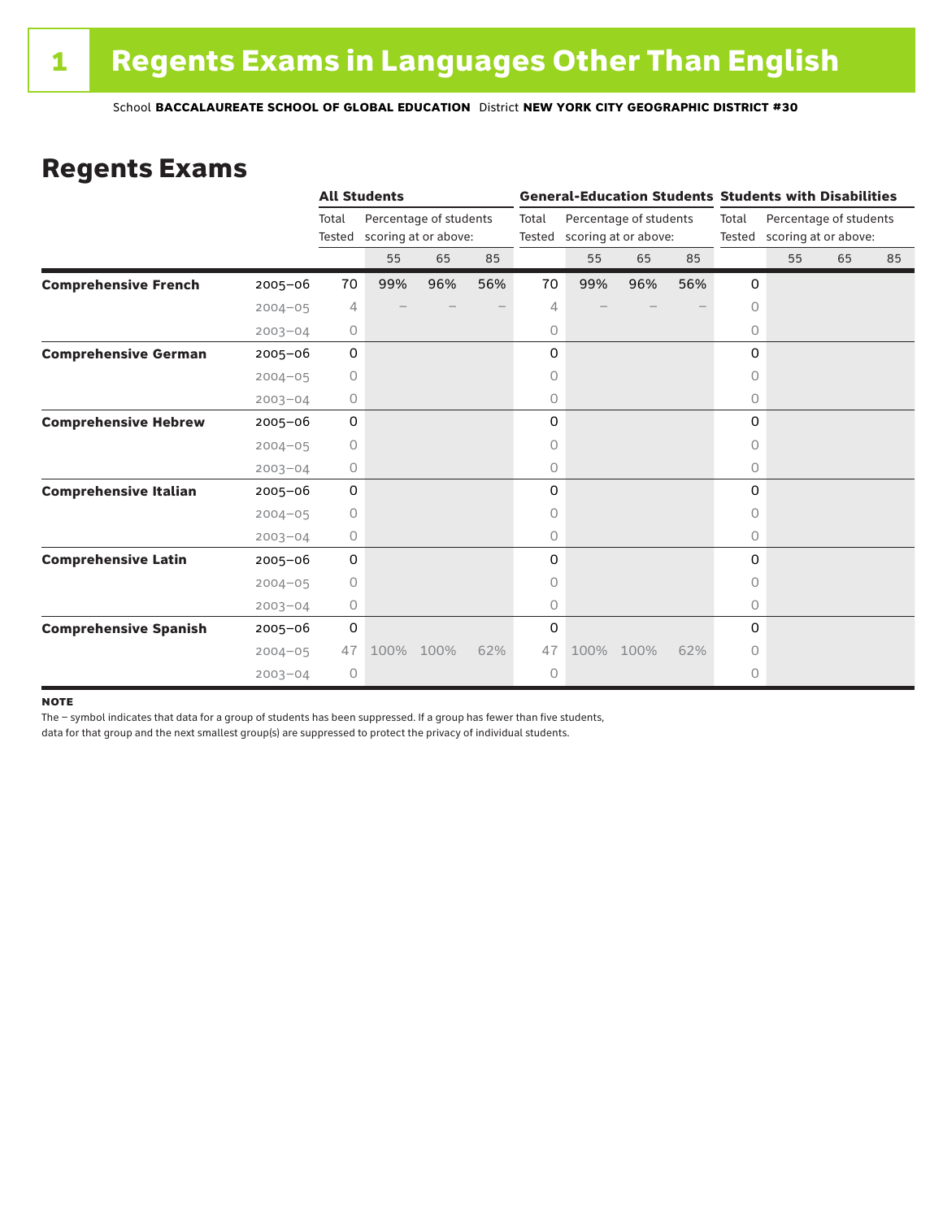# 1 Regents Exams in Languages Other Than English

School **BACCALAUREATE SCHOOL OF GLOBAL EDUCATION** District **NEW YORK CITY GEOGRAPHIC DISTRICT #30**

## Regents Exams

| | | **All Students** | | | | **General-Education Students** | | | | **Students with Disabilities** | | | |
|---|---|---|---|---|---|---|---|---|---|---|---|---|---|
| | | Total Tested | Percentage of students scoring at or above: | | | Total Tested | Percentage of students scoring at or above: | | | Total Tested | Percentage of students scoring at or above: | | |
| | | | 55 | 65 | 85 | | 55 | 65 | 85 | | 55 | 65 | 85 |
| **Comprehensive French** | 2005–06 | 70 | 99% | 96% | 56% | 70 | 99% | 96% | 56% | 0 | | | |
| | 2004–05 | 4 | – | – | – | 4 | – | – | – | 0 | | | |
| | 2003–04 | 0 | | | | 0 | | | | 0 | | | |
| **Comprehensive German** | 2005–06 | 0 | | | | 0 | | | | 0 | | | |
| | 2004–05 | 0 | | | | 0 | | | | 0 | | | |
| | 2003–04 | 0 | | | | 0 | | | | 0 | | | |
| **Comprehensive Hebrew** | 2005–06 | 0 | | | | 0 | | | | 0 | | | |
| | 2004–05 | 0 | | | | 0 | | | | 0 | | | |
| | 2003–04 | 0 | | | | 0 | | | | 0 | | | |
| **Comprehensive Italian** | 2005–06 | 0 | | | | 0 | | | | 0 | | | |
| | 2004–05 | 0 | | | | 0 | | | | 0 | | | |
| | 2003–04 | 0 | | | | 0 | | | | 0 | | | |
| **Comprehensive Latin** | 2005–06 | 0 | | | | 0 | | | | 0 | | | |
| | 2004–05 | 0 | | | | 0 | | | | 0 | | | |
| | 2003–04 | 0 | | | | 0 | | | | 0 | | | |
| **Comprehensive Spanish** | 2005–06 | 0 | | | | 0 | | | | 0 | | | |
| | 2004–05 | 47 | 100% | 100% | 62% | 47 | 100% | 100% | 62% | 0 | | | |
| | 2003–04 | 0 | | | | 0 | | | | 0 | | | |

**NOTE**

The – symbol indicates that data for a group of students has been suppressed. If a group has fewer than five students, data for that group and the next smallest group(s) are suppressed to protect the privacy of individual students.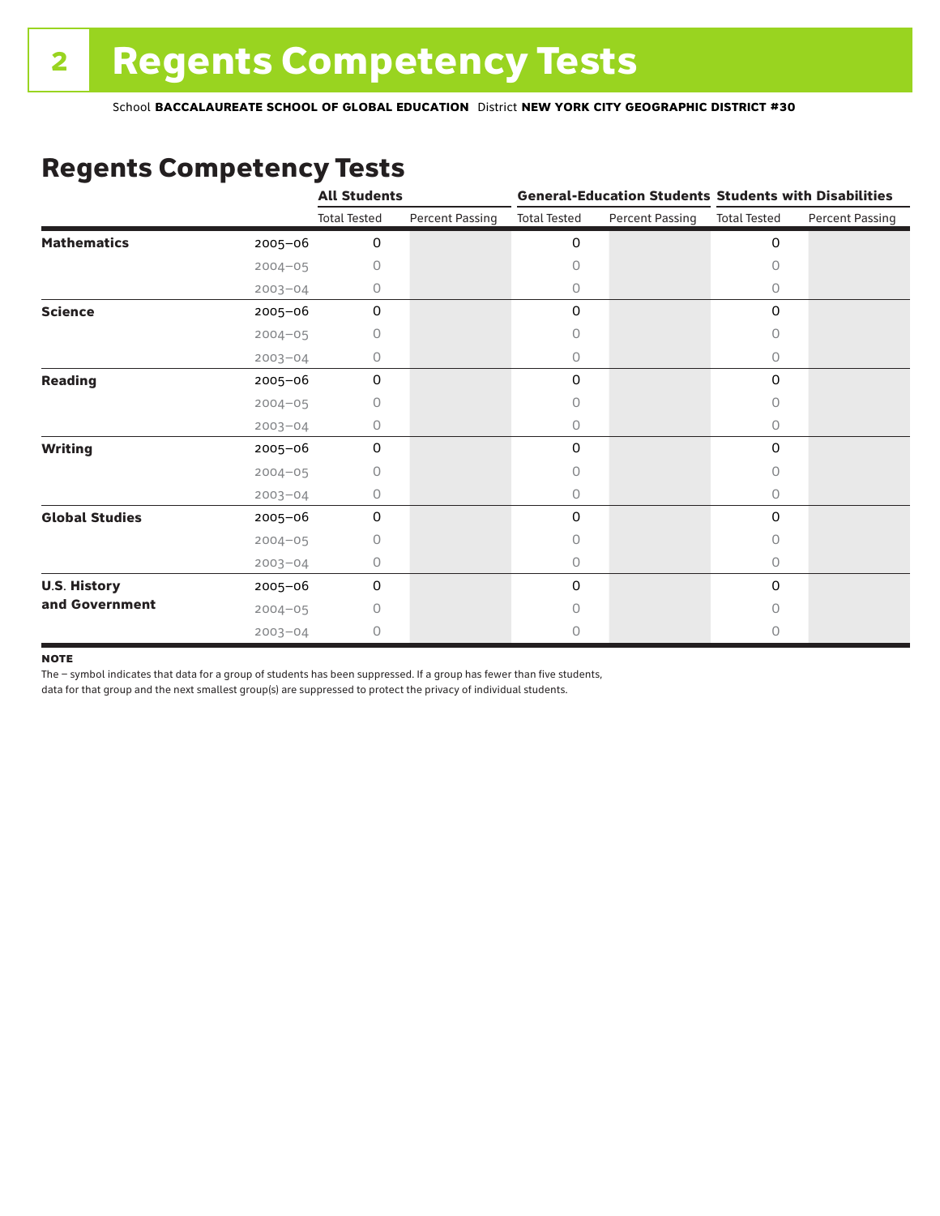# 2 Regents Competency Tests

School **BACCALAUREATE SCHOOL OF GLOBAL EDUCATION** District **NEW YORK CITY GEOGRAPHIC DISTRICT #30**

## Regents Competency Tests

| | | All Students | | General-Education Students | | Students with Disabilities | |
|---|---|---|---|---|---|---|---|
| | | Total Tested | Percent Passing | Total Tested | Percent Passing | Total Tested | Percent Passing |
| **Mathematics** | 2005–06 | 0 | | 0 | | 0 | |
| | 2004–05 | 0 | | 0 | | 0 | |
| | 2003–04 | 0 | | 0 | | 0 | |
| **Science** | 2005–06 | 0 | | 0 | | 0 | |
| | 2004–05 | 0 | | 0 | | 0 | |
| | 2003–04 | 0 | | 0 | | 0 | |
| **Reading** | 2005–06 | 0 | | 0 | | 0 | |
| | 2004–05 | 0 | | 0 | | 0 | |
| | 2003–04 | 0 | | 0 | | 0 | |
| **Writing** | 2005–06 | 0 | | 0 | | 0 | |
| | 2004–05 | 0 | | 0 | | 0 | |
| | 2003–04 | 0 | | 0 | | 0 | |
| **Global Studies** | 2005–06 | 0 | | 0 | | 0 | |
| | 2004–05 | 0 | | 0 | | 0 | |
| | 2003–04 | 0 | | 0 | | 0 | |
| **U.S. History and Government** | 2005–06 | 0 | | 0 | | 0 | |
| | 2004–05 | 0 | | 0 | | 0 | |
| | 2003–04 | 0 | | 0 | | 0 | |

**NOTE**

The – symbol indicates that data for a group of students has been suppressed. If a group has fewer than five students, data for that group and the next smallest group(s) are suppressed to protect the privacy of individual students.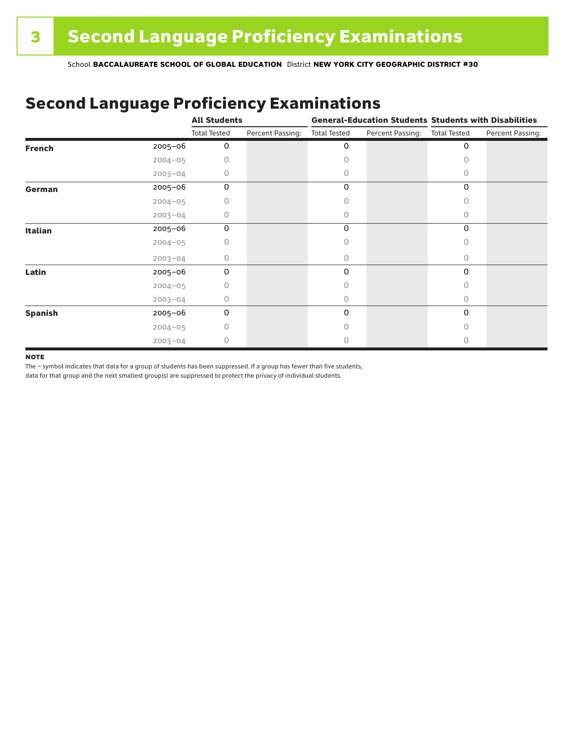# 3 Second Language Proficiency Examinations

School **BACCALAUREATE SCHOOL OF GLOBAL EDUCATION** District **NEW YORK CITY GEOGRAPHIC DISTRICT #30**

## Second Language Proficiency Examinations

| | | All Students | | General-Education Students | | Students with Disabilities | |
|---|---|---|---|---|---|---|---|
| | | Total Tested | Percent Passing: | Total Tested | Percent Passing: | Total Tested | Percent Passing: |
| **French** | 2005–06 | 0 | | 0 | | 0 | |
| | 2004–05 | 0 | | 0 | | 0 | |
| | 2003–04 | 0 | | 0 | | 0 | |
| **German** | 2005–06 | 0 | | 0 | | 0 | |
| | 2004–05 | 0 | | 0 | | 0 | |
| | 2003–04 | 0 | | 0 | | 0 | |
| **Italian** | 2005–06 | 0 | | 0 | | 0 | |
| | 2004–05 | 0 | | 0 | | 0 | |
| | 2003–04 | 0 | | 0 | | 0 | |
| **Latin** | 2005–06 | 0 | | 0 | | 0 | |
| | 2004–05 | 0 | | 0 | | 0 | |
| | 2003–04 | 0 | | 0 | | 0 | |
| **Spanish** | 2005–06 | 0 | | 0 | | 0 | |
| | 2004–05 | 0 | | 0 | | 0 | |
| | 2003–04 | 0 | | 0 | | 0 | |

**NOTE**

The – symbol indicates that data for a group of students has been suppressed. If a group has fewer than five students, data for that group and the next smallest group(s) are suppressed to protect the privacy of individual students.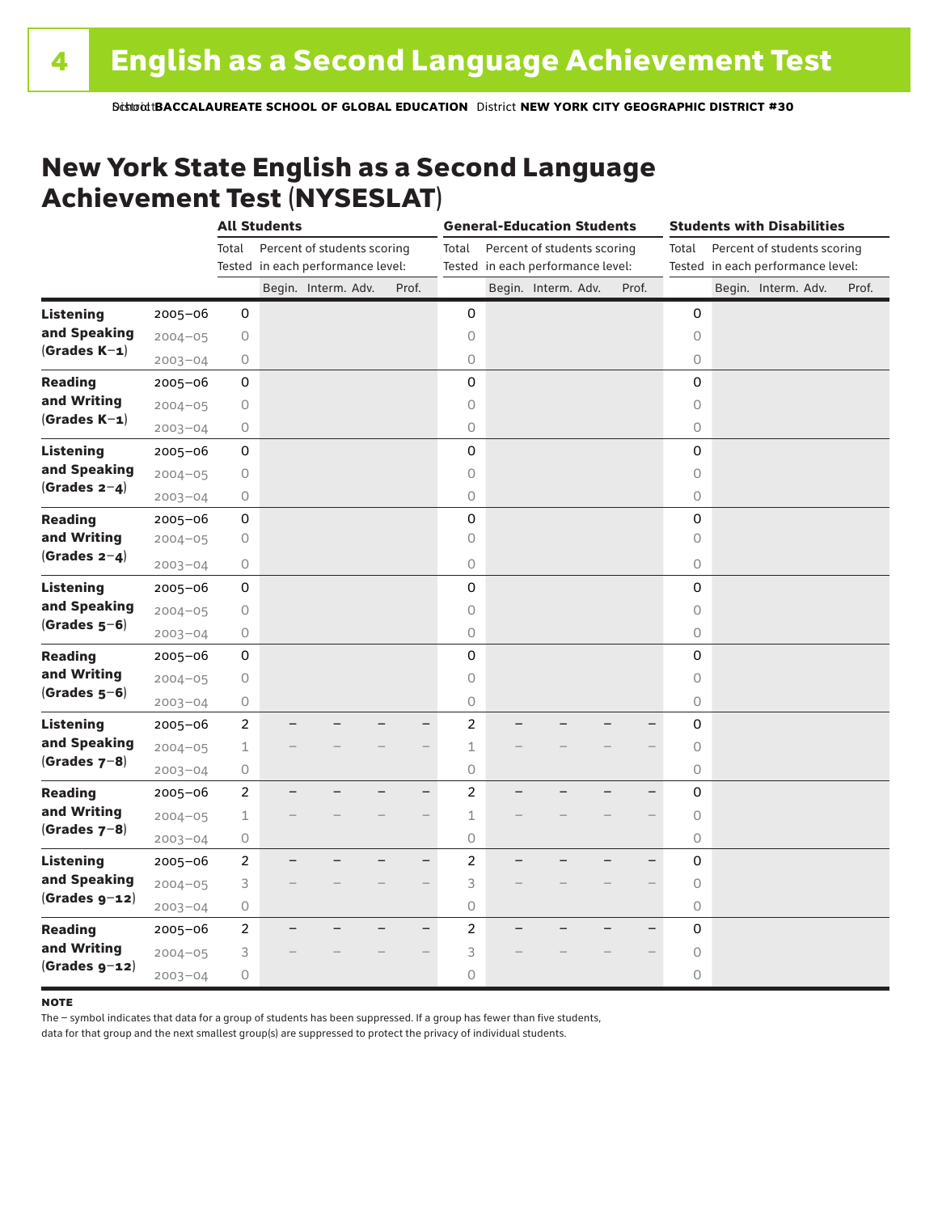School **BACCALAUREATE SCHOOL OF GLOBAL EDUCATION** District **NEW YORK CITY GEOGRAPHIC DISTRICT #30**

# New York State English as a Second Language Achievement Test (NYSESLAT)

| | | All Students | | | | | General-Education Students | | | | | Students with Disabilities | | | | |
|---|---|---|---|---|---|---|---|---|---|---|---|---|---|---|---|---|
| | | Total Tested | Percent of students scoring in each performance level: | | | | Total Tested | Percent of students scoring in each performance level: | | | | Total Tested | Percent of students scoring in each performance level: | | | |
| | | | Begin. | Interm. | Adv. | Prof. | | Begin. | Interm. | Adv. | Prof. | | Begin. | Interm. | Adv. | Prof. |
| **Listening and Speaking (Grades K–1)** | 2005–06 | 0 | | | | | 0 | | | | | 0 | | | | |
| | 2004–05 | 0 | | | | | 0 | | | | | 0 | | | | |
| | 2003–04 | 0 | | | | | 0 | | | | | 0 | | | | |
| **Reading and Writing (Grades K–1)** | 2005–06 | 0 | | | | | 0 | | | | | 0 | | | | |
| | 2004–05 | 0 | | | | | 0 | | | | | 0 | | | | |
| | 2003–04 | 0 | | | | | 0 | | | | | 0 | | | | |
| **Listening and Speaking (Grades 2–4)** | 2005–06 | 0 | | | | | 0 | | | | | 0 | | | | |
| | 2004–05 | 0 | | | | | 0 | | | | | 0 | | | | |
| | 2003–04 | 0 | | | | | 0 | | | | | 0 | | | | |
| **Reading and Writing (Grades 2–4)** | 2005–06 | 0 | | | | | 0 | | | | | 0 | | | | |
| | 2004–05 | 0 | | | | | 0 | | | | | 0 | | | | |
| | 2003–04 | 0 | | | | | 0 | | | | | 0 | | | | |
| **Listening and Speaking (Grades 5–6)** | 2005–06 | 0 | | | | | 0 | | | | | 0 | | | | |
| | 2004–05 | 0 | | | | | 0 | | | | | 0 | | | | |
| | 2003–04 | 0 | | | | | 0 | | | | | 0 | | | | |
| **Reading and Writing (Grades 5–6)** | 2005–06 | 0 | | | | | 0 | | | | | 0 | | | | |
| | 2004–05 | 0 | | | | | 0 | | | | | 0 | | | | |
| | 2003–04 | 0 | | | | | 0 | | | | | 0 | | | | |
| **Listening and Speaking (Grades 7–8)** | 2005–06 | 2 | – | – | – | – | 2 | – | – | – | – | 0 | | | | |
| | 2004–05 | 1 | – | – | – | – | 1 | – | – | – | – | 0 | | | | |
| | 2003–04 | 0 | | | | | 0 | | | | | 0 | | | | |
| **Reading and Writing (Grades 7–8)** | 2005–06 | 2 | – | – | – | – | 2 | – | – | – | – | 0 | | | | |
| | 2004–05 | 1 | – | – | – | – | 1 | – | – | – | – | 0 | | | | |
| | 2003–04 | 0 | | | | | 0 | | | | | 0 | | | | |
| **Listening and Speaking (Grades 9–12)** | 2005–06 | 2 | – | – | – | – | 2 | – | – | – | – | 0 | | | | |
| | 2004–05 | 3 | – | – | – | – | 3 | – | – | – | – | 0 | | | | |
| | 2003–04 | 0 | | | | | 0 | | | | | 0 | | | | |
| **Reading and Writing (Grades 9–12)** | 2005–06 | 2 | – | – | – | – | 2 | – | – | – | – | 0 | | | | |
| | 2004–05 | 3 | – | – | – | – | 3 | – | – | – | – | 0 | | | | |
| | 2003–04 | 0 | | | | | 0 | | | | | 0 | | | | |

**NOTE**

The – symbol indicates that data for a group of students has been suppressed. If a group has fewer than five students, data for that group and the next smallest group(s) are suppressed to protect the privacy of individual students.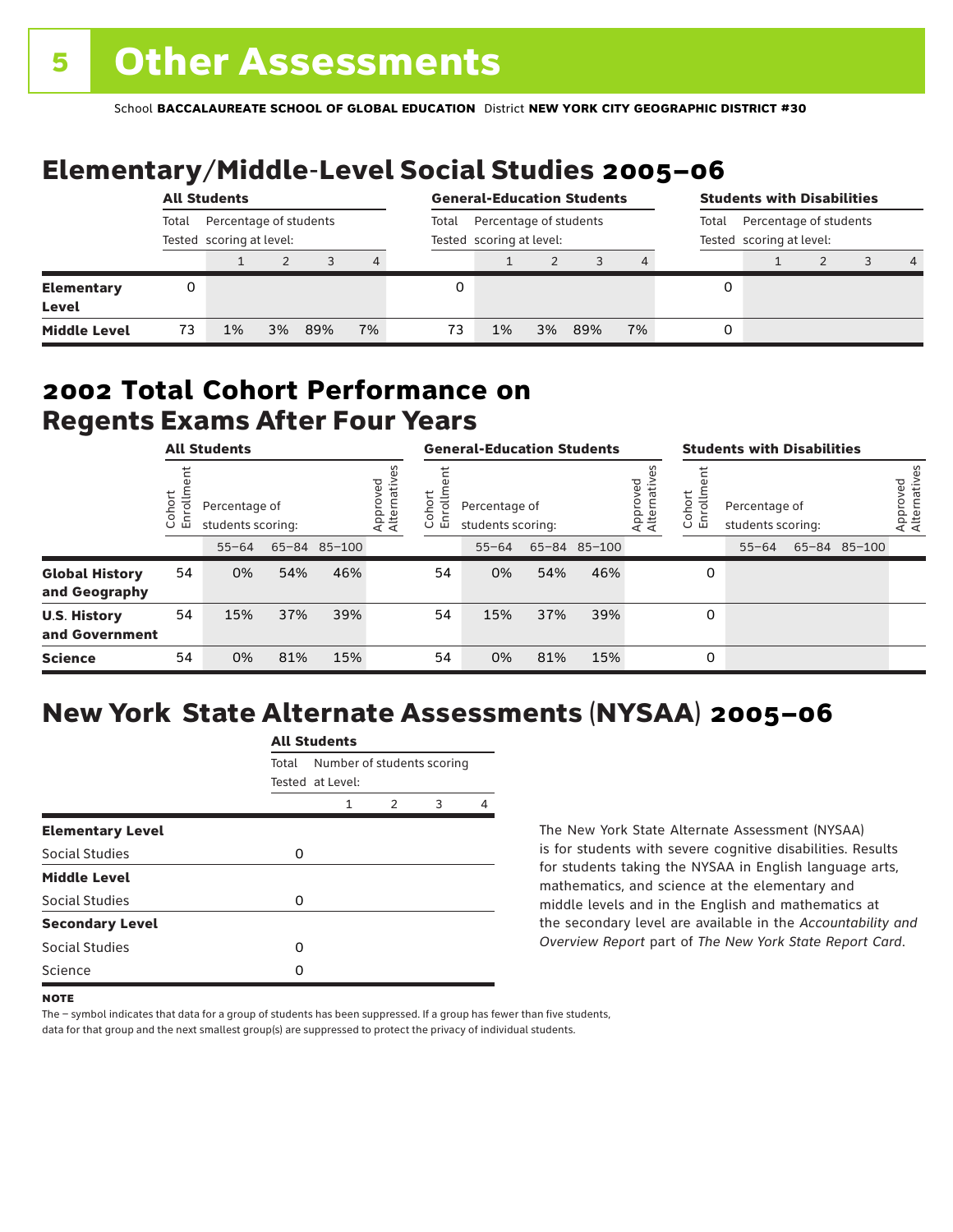# 5 Other Assessments

School **BACCALAUREATE SCHOOL OF GLOBAL EDUCATION** District **NEW YORK CITY GEOGRAPHIC DISTRICT #30**

## Elementary/Middle-Level Social Studies 2005–06

| | All Students | | | | | General-Education Students | | | | | Students with Disabilities | | | | |
|---|---|---|---|---|---|---|---|---|---|---|---|---|---|---|---|
| | Total Tested | Percentage of students scoring at level: | | | | Total Tested | Percentage of students scoring at level: | | | | Total Tested | Percentage of students scoring at level: | | | |
| | | 1 | 2 | 3 | 4 | | 1 | 2 | 3 | 4 | | 1 | 2 | 3 | 4 |
| **Elementary Level** | 0 | | | | | 0 | | | | | 0 | | | | |
| **Middle Level** | 73 | 1% | 3% | 89% | 7% | 73 | 1% | 3% | 89% | 7% | 0 | | | | |

## 2002 Total Cohort Performance on Regents Exams After Four Years

| | All Students | | | | | General-Education Students | | | | | Students with Disabilities | | | | |
|---|---|---|---|---|---|---|---|---|---|---|---|---|---|---|---|
| | Cohort Enrollment | Percentage of students scoring: | | | Approved Alternatives | Cohort Enrollment | Percentage of students scoring: | | | Approved Alternatives | Cohort Enrollment | Percentage of students scoring: | | | Approved Alternatives |
| | | 55–64 | 65–84 | 85–100 | | | 55–64 | 65–84 | 85–100 | | | 55–64 | 65–84 | 85–100 | |
| **Global History and Geography** | 54 | 0% | 54% | 46% | | 54 | 0% | 54% | 46% | | 0 | | | | |
| **U.S. History and Government** | 54 | 15% | 37% | 39% | | 54 | 15% | 37% | 39% | | 0 | | | | |
| **Science** | 54 | 0% | 81% | 15% | | 54 | 0% | 81% | 15% | | 0 | | | | |

## New York State Alternate Assessments (NYSAA) 2005–06

| | All Students | | | | |
|---|---|---|---|---|---|
| | Total Tested | Number of students scoring at Level: | | | |
| | | 1 | 2 | 3 | 4 |
| **Elementary Level** | | | | | |
| Social Studies | 0 | | | | |
| **Middle Level** | | | | | |
| Social Studies | 0 | | | | |
| **Secondary Level** | | | | | |
| Social Studies | 0 | | | | |
| Science | 0 | | | | |

The New York State Alternate Assessment (NYSAA) is for students with severe cognitive disabilities. Results for students taking the NYSAA in English language arts, mathematics, and science at the elementary and middle levels and in the English and mathematics at the secondary level are available in the *Accountability and Overview Report* part of *The New York State Report Card*.

**NOTE**

The – symbol indicates that data for a group of students has been suppressed. If a group has fewer than five students, data for that group and the next smallest group(s) are suppressed to protect the privacy of individual students.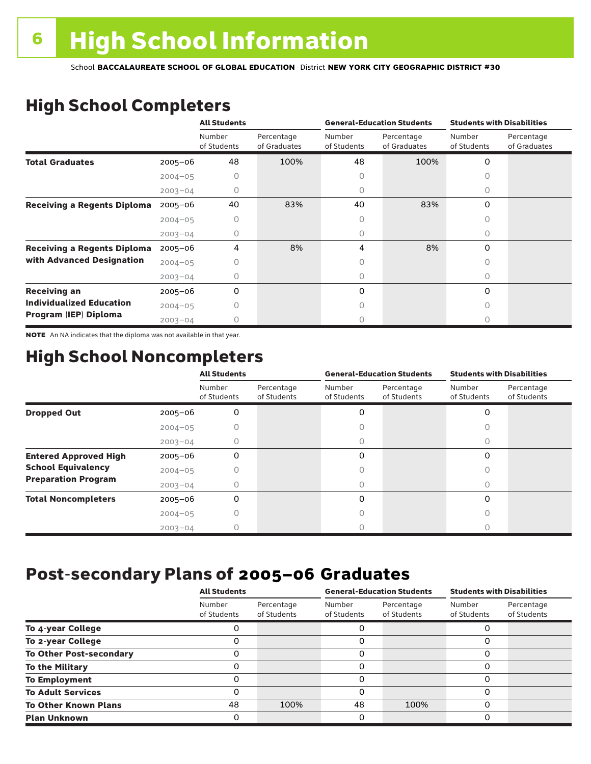# 6 High School Information

School **BACCALAUREATE SCHOOL OF GLOBAL EDUCATION** District **NEW YORK CITY GEOGRAPHIC DISTRICT #30**

## High School Completers

| | | All Students | | General-Education Students | | Students with Disabilities | |
|---|---|---|---|---|---|---|---|
| | | Number of Students | Percentage of Graduates | Number of Students | Percentage of Graduates | Number of Students | Percentage of Graduates |
| **Total Graduates** | 2005–06 | 48 | 100% | 48 | 100% | 0 | |
| | 2004–05 | 0 | | 0 | | 0 | |
| | 2003–04 | 0 | | 0 | | 0 | |
| **Receiving a Regents Diploma** | 2005–06 | 40 | 83% | 40 | 83% | 0 | |
| | 2004–05 | 0 | | 0 | | 0 | |
| | 2003–04 | 0 | | 0 | | 0 | |
| **Receiving a Regents Diploma with Advanced Designation** | 2005–06 | 4 | 8% | 4 | 8% | 0 | |
| | 2004–05 | 0 | | 0 | | 0 | |
| | 2003–04 | 0 | | 0 | | 0 | |
| **Receiving an Individualized Education Program (IEP) Diploma** | 2005–06 | 0 | | 0 | | 0 | |
| | 2004–05 | 0 | | 0 | | 0 | |
| | 2003–04 | 0 | | 0 | | 0 | |

**NOTE** An NA indicates that the diploma was not available in that year.

## High School Noncompleters

| | | All Students | | General-Education Students | | Students with Disabilities | |
|---|---|---|---|---|---|---|---|
| | | Number of Students | Percentage of Students | Number of Students | Percentage of Students | Number of Students | Percentage of Students |
| **Dropped Out** | 2005–06 | 0 | | 0 | | 0 | |
| | 2004–05 | 0 | | 0 | | 0 | |
| | 2003–04 | 0 | | 0 | | 0 | |
| **Entered Approved High School Equivalency Preparation Program** | 2005–06 | 0 | | 0 | | 0 | |
| | 2004–05 | 0 | | 0 | | 0 | |
| | 2003–04 | 0 | | 0 | | 0 | |
| **Total Noncompleters** | 2005–06 | 0 | | 0 | | 0 | |
| | 2004–05 | 0 | | 0 | | 0 | |
| | 2003–04 | 0 | | 0 | | 0 | |

## Post-secondary Plans of 2005–06 Graduates

| | All Students | | General-Education Students | | Students with Disabilities | |
|---|---|---|---|---|---|---|
| | Number of Students | Percentage of Students | Number of Students | Percentage of Students | Number of Students | Percentage of Students |
| **To 4-year College** | 0 | | 0 | | 0 | |
| **To 2-year College** | 0 | | 0 | | 0 | |
| **To Other Post-secondary** | 0 | | 0 | | 0 | |
| **To the Military** | 0 | | 0 | | 0 | |
| **To Employment** | 0 | | 0 | | 0 | |
| **To Adult Services** | 0 | | 0 | | 0 | |
| **To Other Known Plans** | 48 | 100% | 48 | 100% | 0 | |
| **Plan Unknown** | 0 | | 0 | | 0 | |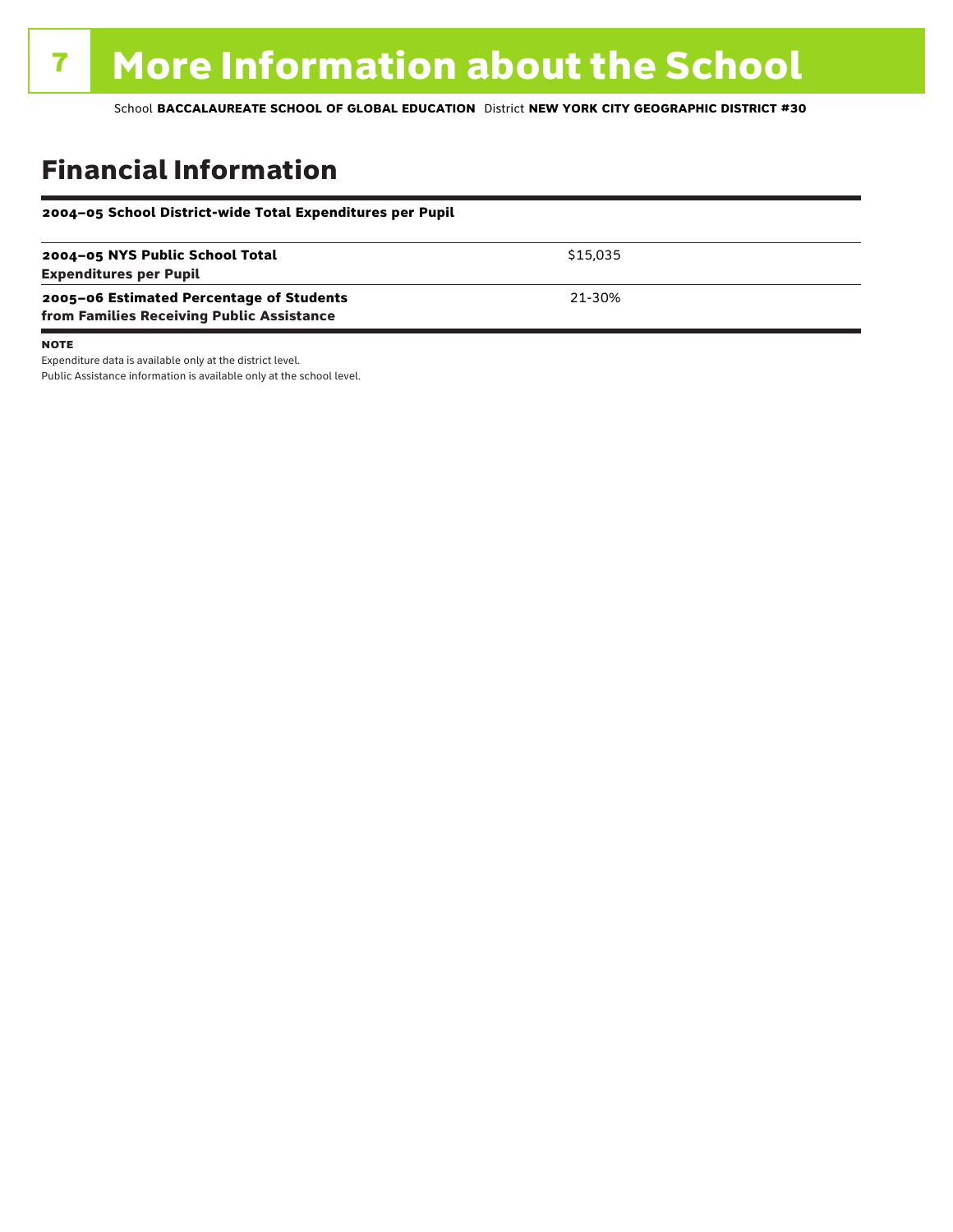# 7 More Information about the School

School **BACCALAUREATE SCHOOL OF GLOBAL EDUCATION** District **NEW YORK CITY GEOGRAPHIC DISTRICT #30**

## Financial Information

| **2004–05 School District-wide Total Expenditures per Pupil** | |
|---|---|
| **2004–05 NYS Public School Total Expenditures per Pupil** | $15,035 |
| **2005–06 Estimated Percentage of Students from Families Receiving Public Assistance** | 21-30% |

**NOTE**

Expenditure data is available only at the district level.

Public Assistance information is available only at the school level.